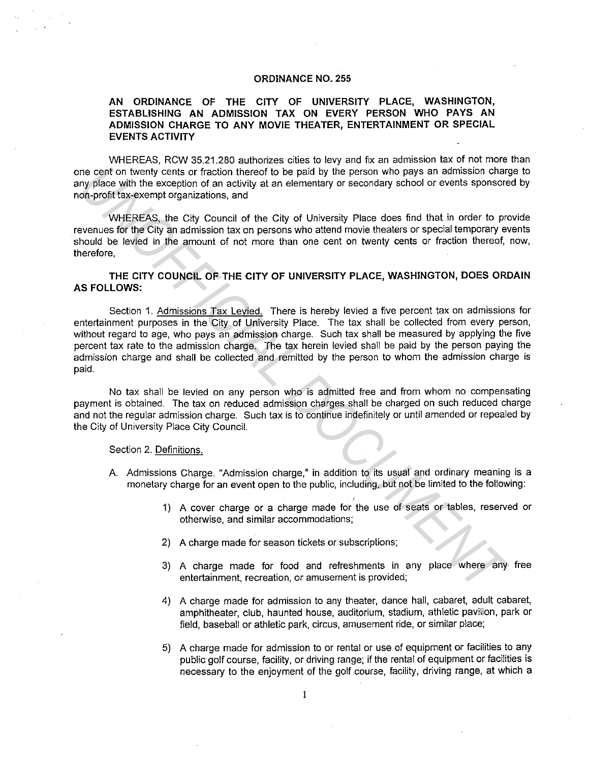**ORDINANCE NO. 255**

**AN ORDINANCE OF THE CITY OF UNIVERSITY PLACE, WASHINGTON, ESTABLISHING AN ADMISSION TAX ON EVERY PERSON WHO PAYS AN ADMISSION CHARGE TO ANY MOVIE THEATER, ENTERTAINMENT OR SPECIAL EVENTS ACTIVITY**

WHEREAS, RCW 35.21.280 authorizes cities to levy and fix an admission tax of not more than one cent on twenty cents or fraction thereof to be paid by the person who pays an admission charge to any place with the exception of an activity at an elementary or secondary school or events sponsored by non-profit tax-exempt organizations, and

WHEREAS, the City Council of the City of University Place does find that in order to provide revenues for the City an admission tax on persons who attend movie theaters or special temporary events should be levied in the amount of not more than one cent on twenty cents or fraction thereof, now, therefore,

**THE CITY COUNCIL OF THE CITY OF UNIVERSITY PLACE, WASHINGTON, DOES ORDAIN AS FOLLOWS:**

Section 1. Admissions Tax Levied. There is hereby levied a five percent tax on admissions for entertainment purposes in the City of University Place. The tax shall be collected from every person, without regard to age, who pays an admission charge. Such tax shall be measured by applying the five percent tax rate to the admission charge. The tax herein levied shall be paid by the person paying the admission charge and shall be collected and remitted by the person to whom the admission charge is paid.

No tax shall be levied on any person who is admitted free and from whom no compensating payment is obtained. The tax on reduced admission charges shall be charged on such reduced charge and not the regular admission charge. Such tax is to continue indefinitely or until amended or repealed by the City of University Place City Council.

Section 2. Definitions.

A. Admissions Charge. "Admission charge," in addition to its usual and ordinary meaning is a monetary charge for an event open to the public, including, but not be limited to the following:

1) A cover charge or a charge made for the use of seats or tables, reserved or otherwise, and similar accommodations;

2) A charge made for season tickets or subscriptions;

3) A charge made for food and refreshments in any place where any free entertainment, recreation, or amusement is provided;

4) A charge made for admission to any theater, dance hall, cabaret, adult cabaret, amphitheater, club, haunted house, auditorium, stadium, athletic pavilion, park or field, baseball or athletic park, circus, amusement ride, or similar place;

5) A charge made for admission to or rental or use of equipment or facilities to any public golf course, facility, or driving range; if the rental of equipment or facilities is necessary to the enjoyment of the golf course, facility, driving range, at which a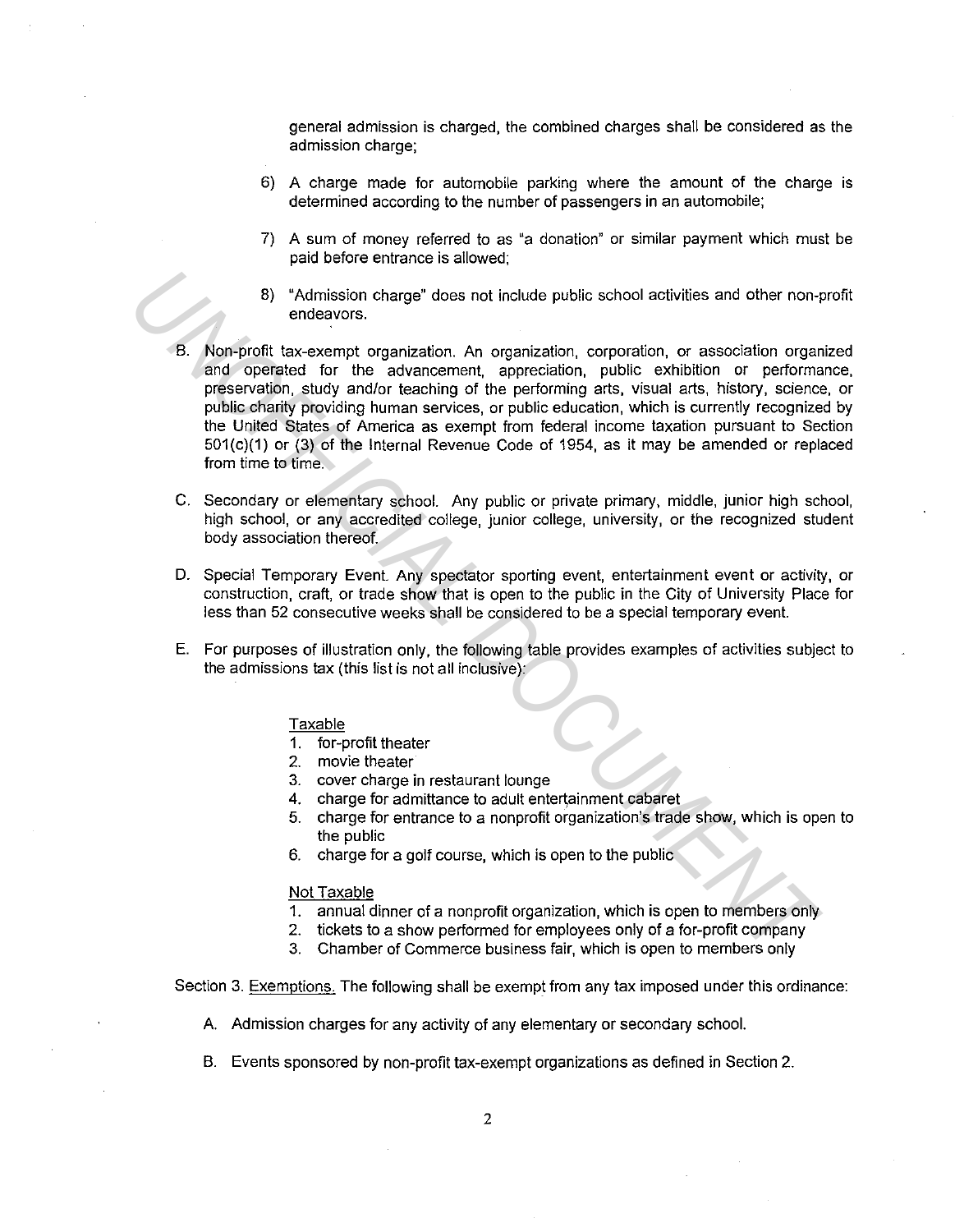general admission is charged, the combined charges shall be considered as the admission charge;

6) A charge made for automobile parking where the amount of the charge is determined according to the number of passengers in an automobile;

7) A sum of money referred to as "a donation" or similar payment which must be paid before entrance is allowed;

8) "Admission charge" does not include public school activities and other non-profit endeavors.

B. Non-profit tax-exempt organization. An organization, corporation, or association organized and operated for the advancement, appreciation, public exhibition or performance, preservation, study and/or teaching of the performing arts, visual arts, history, science, or public charity providing human services, or public education, which is currently recognized by the United States of America as exempt from federal income taxation pursuant to Section 501(c)(1) or (3) of the Internal Revenue Code of 1954, as it may be amended or replaced from time to time.

C. Secondary or elementary school. Any public or private primary, middle, junior high school, high school, or any accredited college, junior college, university, or the recognized student body association thereof.

D. Special Temporary Event. Any spectator sporting event, entertainment event or activity, or construction, craft, or trade show that is open to the public in the City of University Place for less than 52 consecutive weeks shall be considered to be a special temporary event.

E. For purposes of illustration only, the following table provides examples of activities subject to the admissions tax (this list is not all inclusive):

Taxable

1. for-profit theater
2. movie theater
3. cover charge in restaurant lounge
4. charge for admittance to adult entertainment cabaret
5. charge for entrance to a nonprofit organization's trade show, which is open to the public
6. charge for a golf course, which is open to the public

Not Taxable

1. annual dinner of a nonprofit organization, which is open to members only
2. tickets to a show performed for employees only of a for-profit company
3. Chamber of Commerce business fair, which is open to members only

Section 3. Exemptions. The following shall be exempt from any tax imposed under this ordinance:

A. Admission charges for any activity of any elementary or secondary school.

B. Events sponsored by non-profit tax-exempt organizations as defined in Section 2.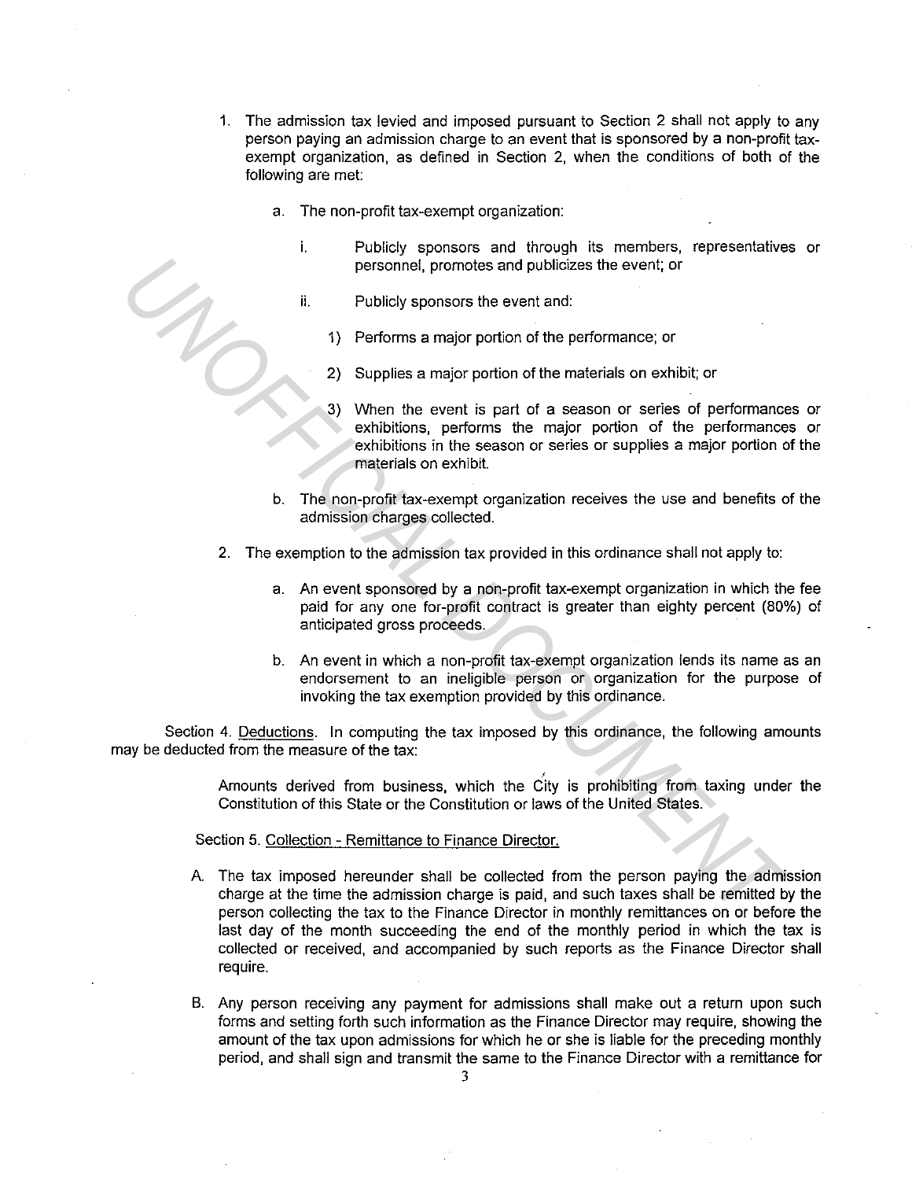1. The admission tax levied and imposed pursuant to Section 2 shall not apply to any person paying an admission charge to an event that is sponsored by a non-profit tax-exempt organization, as defined in Section 2, when the conditions of both of the following are met:

   a. The non-profit tax-exempt organization:

      i. Publicly sponsors and through its members, representatives or personnel, promotes and publicizes the event; or

      ii. Publicly sponsors the event and:

         1) Performs a major portion of the performance; or

         2) Supplies a major portion of the materials on exhibit; or

         3) When the event is part of a season or series of performances or exhibitions, performs the major portion of the performances or exhibitions in the season or series or supplies a major portion of the materials on exhibit.

   b. The non-profit tax-exempt organization receives the use and benefits of the admission charges collected.

2. The exemption to the admission tax provided in this ordinance shall not apply to:

   a. An event sponsored by a non-profit tax-exempt organization in which the fee paid for any one for-profit contract is greater than eighty percent (80%) of anticipated gross proceeds.

   b. An event in which a non-profit tax-exempt organization lends its name as an endorsement to an ineligible person or organization for the purpose of invoking the tax exemption provided by this ordinance.

Section 4. Deductions. In computing the tax imposed by this ordinance, the following amounts may be deducted from the measure of the tax:

Amounts derived from business, which the City is prohibiting from taxing under the Constitution of this State or the Constitution or laws of the United States.

Section 5. Collection - Remittance to Finance Director.

A. The tax imposed hereunder shall be collected from the person paying the admission charge at the time the admission charge is paid, and such taxes shall be remitted by the person collecting the tax to the Finance Director in monthly remittances on or before the last day of the month succeeding the end of the monthly period in which the tax is collected or received, and accompanied by such reports as the Finance Director shall require.

B. Any person receiving any payment for admissions shall make out a return upon such forms and setting forth such information as the Finance Director may require, showing the amount of the tax upon admissions for which he or she is liable for the preceding monthly period, and shall sign and transmit the same to the Finance Director with a remittance for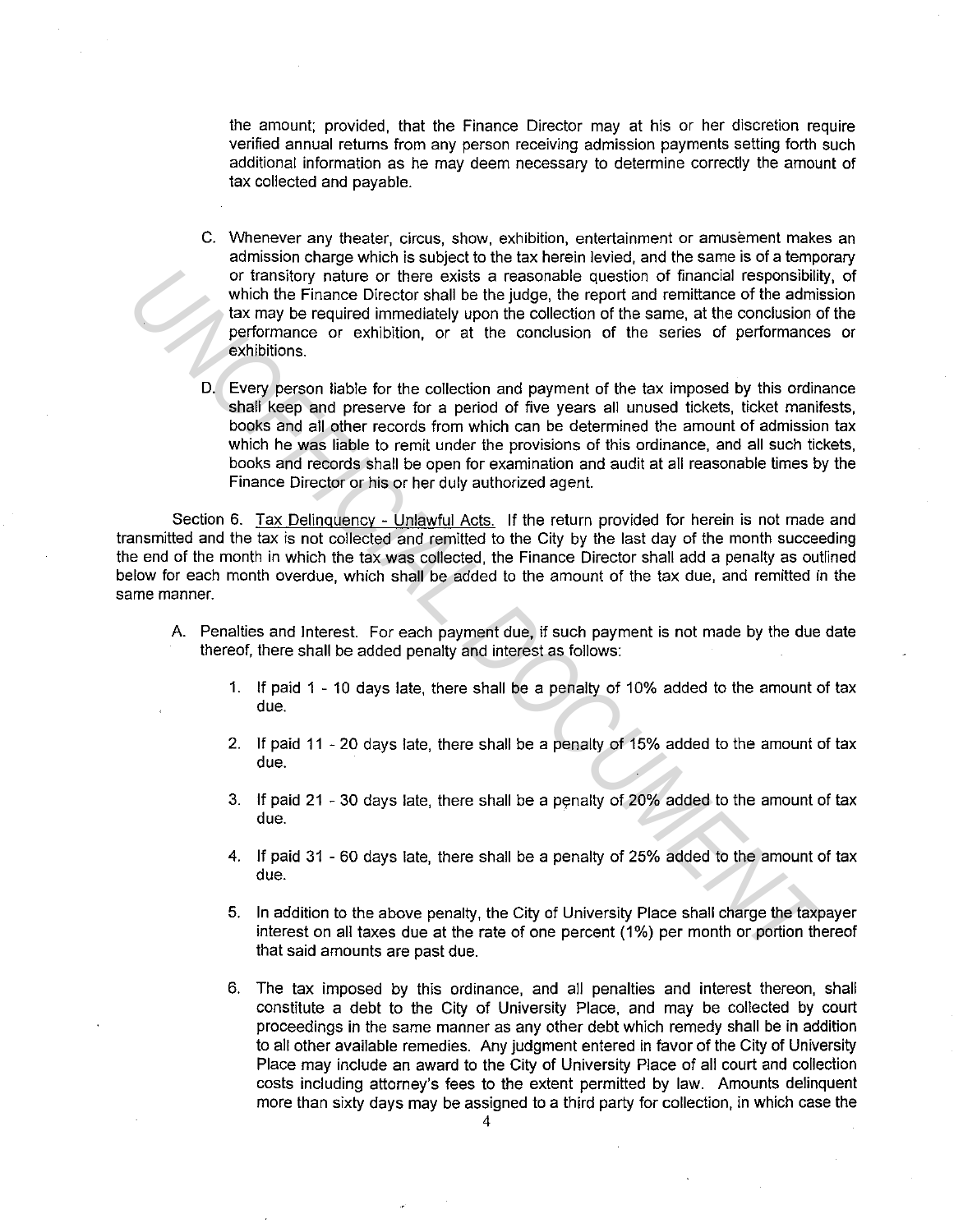the amount; provided, that the Finance Director may at his or her discretion require verified annual returns from any person receiving admission payments setting forth such additional information as he may deem necessary to determine correctly the amount of tax collected and payable.

C. Whenever any theater, circus, show, exhibition, entertainment or amusement makes an admission charge which is subject to the tax herein levied, and the same is of a temporary or transitory nature or there exists a reasonable question of financial responsibility, of which the Finance Director shall be the judge, the report and remittance of the admission tax may be required immediately upon the collection of the same, at the conclusion of the performance or exhibition, or at the conclusion of the series of performances or exhibitions.

D. Every person liable for the collection and payment of the tax imposed by this ordinance shall keep and preserve for a period of five years all unused tickets, ticket manifests, books and all other records from which can be determined the amount of admission tax which he was liable to remit under the provisions of this ordinance, and all such tickets, books and records shall be open for examination and audit at all reasonable times by the Finance Director or his or her duly authorized agent.

Section 6. Tax Delinquency - Unlawful Acts. If the return provided for herein is not made and transmitted and the tax is not collected and remitted to the City by the last day of the month succeeding the end of the month in which the tax was collected, the Finance Director shall add a penalty as outlined below for each month overdue, which shall be added to the amount of the tax due, and remitted in the same manner.

A. Penalties and Interest. For each payment due, if such payment is not made by the due date thereof, there shall be added penalty and interest as follows:

1. If paid 1 - 10 days late, there shall be a penalty of 10% added to the amount of tax due.

2. If paid 11 - 20 days late, there shall be a penalty of 15% added to the amount of tax due.

3. If paid 21 - 30 days late, there shall be a penalty of 20% added to the amount of tax due.

4. If paid 31 - 60 days late, there shall be a penalty of 25% added to the amount of tax due.

5. In addition to the above penalty, the City of University Place shall charge the taxpayer interest on all taxes due at the rate of one percent (1%) per month or portion thereof that said amounts are past due.

6. The tax imposed by this ordinance, and all penalties and interest thereon, shall constitute a debt to the City of University Place, and may be collected by court proceedings in the same manner as any other debt which remedy shall be in addition to all other available remedies. Any judgment entered in favor of the City of University Place may include an award to the City of University Place of all court and collection costs including attorney's fees to the extent permitted by law. Amounts delinquent more than sixty days may be assigned to a third party for collection, in which case the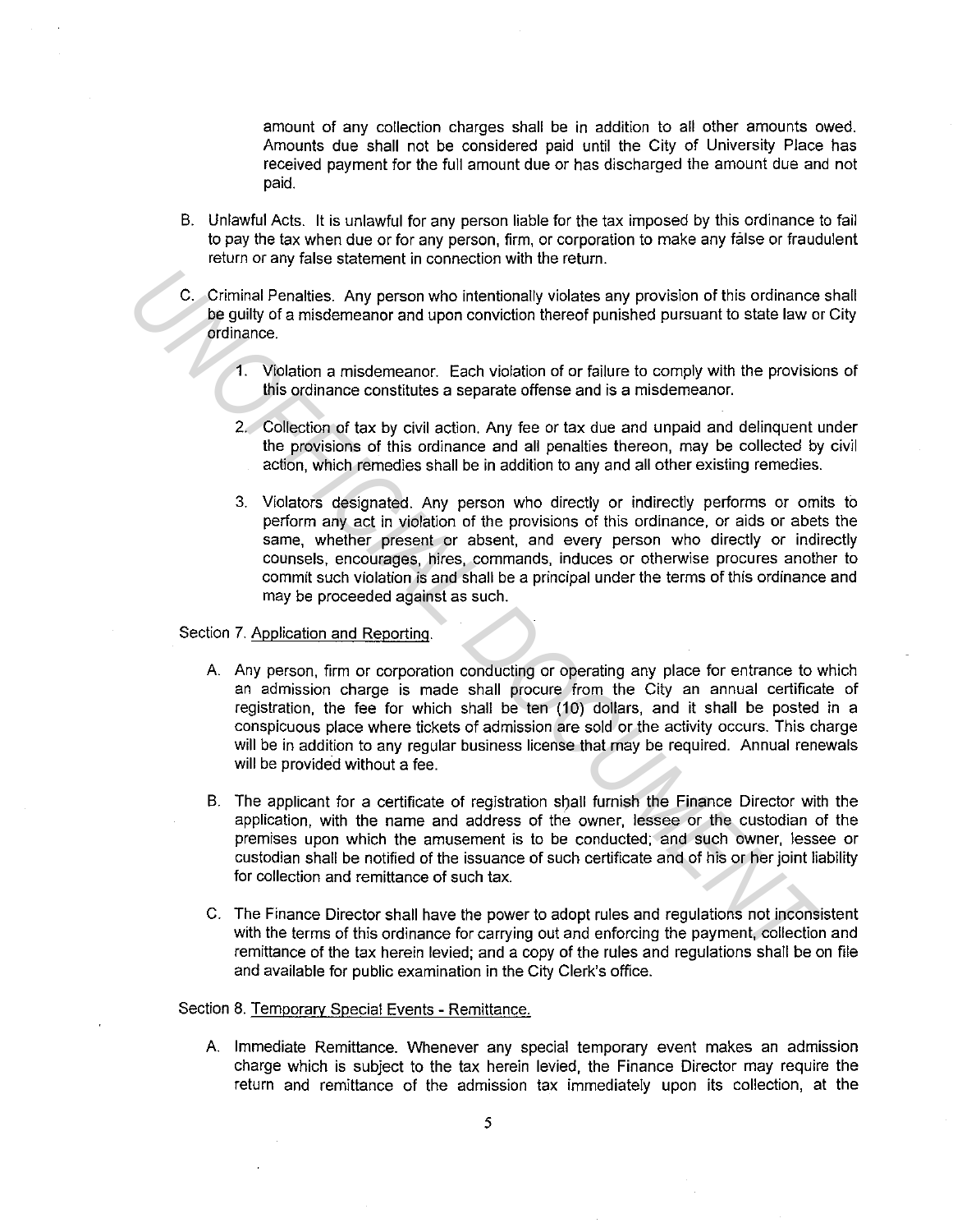amount of any collection charges shall be in addition to all other amounts owed. Amounts due shall not be considered paid until the City of University Place has received payment for the full amount due or has discharged the amount due and not paid.

B. Unlawful Acts. It is unlawful for any person liable for the tax imposed by this ordinance to fail to pay the tax when due or for any person, firm, or corporation to make any false or fraudulent return or any false statement in connection with the return.

C. Criminal Penalties. Any person who intentionally violates any provision of this ordinance shall be guilty of a misdemeanor and upon conviction thereof punished pursuant to state law or City ordinance.

   1. Violation a misdemeanor. Each violation of or failure to comply with the provisions of this ordinance constitutes a separate offense and is a misdemeanor.

   2. Collection of tax by civil action. Any fee or tax due and unpaid and delinquent under the provisions of this ordinance and all penalties thereon, may be collected by civil action, which remedies shall be in addition to any and all other existing remedies.

   3. Violators designated. Any person who directly or indirectly performs or omits to perform any act in violation of the provisions of this ordinance, or aids or abets the same, whether present or absent, and every person who directly or indirectly counsels, encourages, hires, commands, induces or otherwise procures another to commit such violation is and shall be a principal under the terms of this ordinance and may be proceeded against as such.

Section 7. Application and Reporting.

A. Any person, firm or corporation conducting or operating any place for entrance to which an admission charge is made shall procure from the City an annual certificate of registration, the fee for which shall be ten (10) dollars, and it shall be posted in a conspicuous place where tickets of admission are sold or the activity occurs. This charge will be in addition to any regular business license that may be required. Annual renewals will be provided without a fee.

B. The applicant for a certificate of registration shall furnish the Finance Director with the application, with the name and address of the owner, lessee or the custodian of the premises upon which the amusement is to be conducted; and such owner, lessee or custodian shall be notified of the issuance of such certificate and of his or her joint liability for collection and remittance of such tax.

C. The Finance Director shall have the power to adopt rules and regulations not inconsistent with the terms of this ordinance for carrying out and enforcing the payment, collection and remittance of the tax herein levied; and a copy of the rules and regulations shall be on file and available for public examination in the City Clerk's office.

Section 8. Temporary Special Events - Remittance.

A. Immediate Remittance. Whenever any special temporary event makes an admission charge which is subject to the tax herein levied, the Finance Director may require the return and remittance of the admission tax immediately upon its collection, at the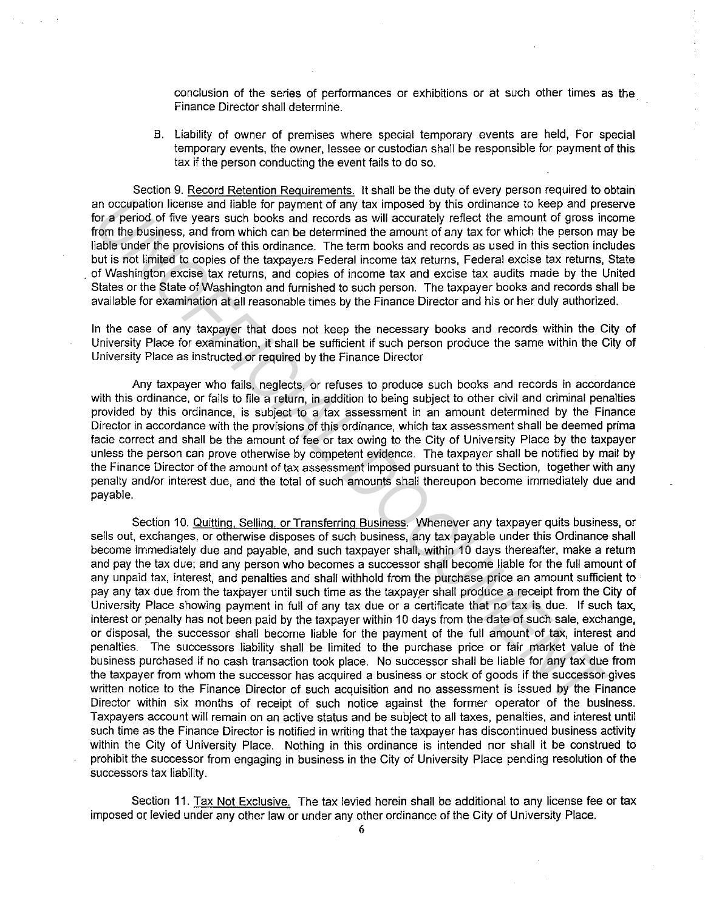conclusion of the series of performances or exhibitions or at such other times as the Finance Director shall determine.

B. Liability of owner of premises where special temporary events are held, For special temporary events, the owner, lessee or custodian shall be responsible for payment of this tax if the person conducting the event fails to do so.

Section 9. Record Retention Requirements. It shall be the duty of every person required to obtain an occupation license and liable for payment of any tax imposed by this ordinance to keep and preserve for a period of five years such books and records as will accurately reflect the amount of gross income from the business, and from which can be determined the amount of any tax for which the person may be liable under the provisions of this ordinance. The term books and records as used in this section includes but is not limited to copies of the taxpayers Federal income tax returns, Federal excise tax returns, State of Washington excise tax returns, and copies of income tax and excise tax audits made by the United States or the State of Washington and furnished to such person. The taxpayer books and records shall be available for examination at all reasonable times by the Finance Director and his or her duly authorized.

In the case of any taxpayer that does not keep the necessary books and records within the City of University Place for examination, it shall be sufficient if such person produce the same within the City of University Place as instructed or required by the Finance Director

Any taxpayer who fails, neglects, or refuses to produce such books and records in accordance with this ordinance, or fails to file a return, in addition to being subject to other civil and criminal penalties provided by this ordinance, is subject to a tax assessment in an amount determined by the Finance Director in accordance with the provisions of this ordinance, which tax assessment shall be deemed prima facie correct and shall be the amount of fee or tax owing to the City of University Place by the taxpayer unless the person can prove otherwise by competent evidence. The taxpayer shall be notified by mail by the Finance Director of the amount of tax assessment imposed pursuant to this Section, together with any penalty and/or interest due, and the total of such amounts shall thereupon become immediately due and payable.

Section 10. Quitting, Selling, or Transferring Business. Whenever any taxpayer quits business, or sells out, exchanges, or otherwise disposes of such business, any tax payable under this Ordinance shall become immediately due and payable, and such taxpayer shall, within 10 days thereafter, make a return and pay the tax due; and any person who becomes a successor shall become liable for the full amount of any unpaid tax, interest, and penalties and shall withhold from the purchase price an amount sufficient to pay any tax due from the taxpayer until such time as the taxpayer shall produce a receipt from the City of University Place showing payment in full of any tax due or a certificate that no tax is due. If such tax, interest or penalty has not been paid by the taxpayer within 10 days from the date of such sale, exchange, or disposal, the successor shall become liable for the payment of the full amount of tax, interest and penalties. The successors liability shall be limited to the purchase price or fair market value of the business purchased if no cash transaction took place. No successor shall be liable for any tax due from the taxpayer from whom the successor has acquired a business or stock of goods if the successor gives written notice to the Finance Director of such acquisition and no assessment is issued by the Finance Director within six months of receipt of such notice against the former operator of the business. Taxpayers account will remain on an active status and be subject to all taxes, penalties, and interest until such time as the Finance Director is notified in writing that the taxpayer has discontinued business activity within the City of University Place. Nothing in this ordinance is intended nor shall it be construed to prohibit the successor from engaging in business in the City of University Place pending resolution of the successors tax liability.

Section 11. Tax Not Exclusive. The tax levied herein shall be additional to any license fee or tax imposed or levied under any other law or under any other ordinance of the City of University Place.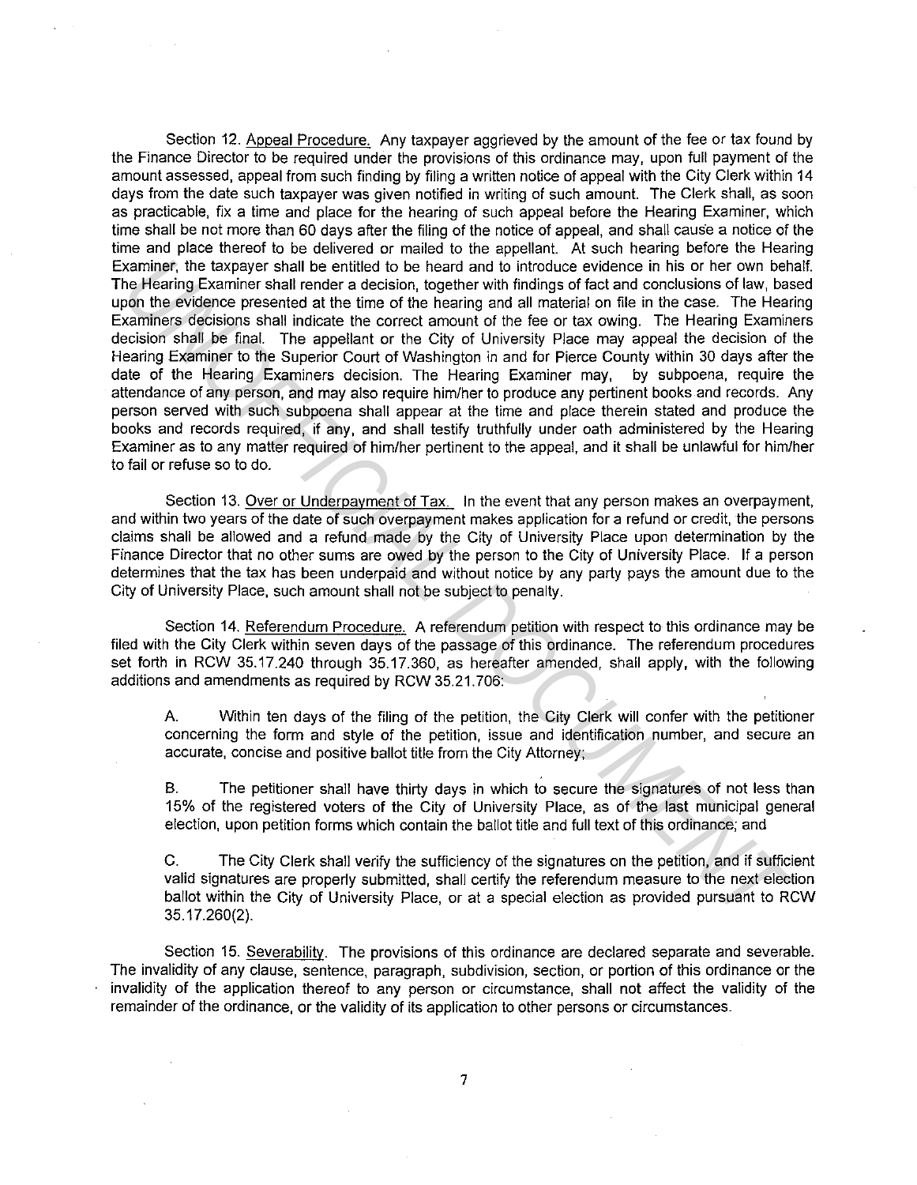Section 12. Appeal Procedure. Any taxpayer aggrieved by the amount of the fee or tax found by the Finance Director to be required under the provisions of this ordinance may, upon full payment of the amount assessed, appeal from such finding by filing a written notice of appeal with the City Clerk within 14 days from the date such taxpayer was given notified in writing of such amount. The Clerk shall, as soon as practicable, fix a time and place for the hearing of such appeal before the Hearing Examiner, which time shall be not more than 60 days after the filing of the notice of appeal, and shall cause a notice of the time and place thereof to be delivered or mailed to the appellant. At such hearing before the Hearing Examiner, the taxpayer shall be entitled to be heard and to introduce evidence in his or her own behalf. The Hearing Examiner shall render a decision, together with findings of fact and conclusions of law, based upon the evidence presented at the time of the hearing and all material on file in the case. The Hearing Examiners decisions shall indicate the correct amount of the fee or tax owing. The Hearing Examiners decision shall be final. The appellant or the City of University Place may appeal the decision of the Hearing Examiner to the Superior Court of Washington in and for Pierce County within 30 days after the date of the Hearing Examiners decision. The Hearing Examiner may, by subpoena, require the attendance of any person, and may also require him/her to produce any pertinent books and records. Any person served with such subpoena shall appear at the time and place therein stated and produce the books and records required, if any, and shall testify truthfully under oath administered by the Hearing Examiner as to any matter required of him/her pertinent to the appeal, and it shall be unlawful for him/her to fail or refuse so to do.

Section 13. Over or Underpayment of Tax. In the event that any person makes an overpayment, and within two years of the date of such overpayment makes application for a refund or credit, the persons claims shall be allowed and a refund made by the City of University Place upon determination by the Finance Director that no other sums are owed by the person to the City of University Place. If a person determines that the tax has been underpaid and without notice by any party pays the amount due to the City of University Place, such amount shall not be subject to penalty.

Section 14. Referendum Procedure. A referendum petition with respect to this ordinance may be filed with the City Clerk within seven days of the passage of this ordinance. The referendum procedures set forth in RCW 35.17.240 through 35.17.360, as hereafter amended, shall apply, with the following additions and amendments as required by RCW 35.21.706:

A. Within ten days of the filing of the petition, the City Clerk will confer with the petitioner concerning the form and style of the petition, issue and identification number, and secure an accurate, concise and positive ballot title from the City Attorney;

B. The petitioner shall have thirty days in which to secure the signatures of not less than 15% of the registered voters of the City of University Place, as of the last municipal general election, upon petition forms which contain the ballot title and full text of this ordinance; and

C. The City Clerk shall verify the sufficiency of the signatures on the petition, and if sufficient valid signatures are properly submitted, shall certify the referendum measure to the next election ballot within the City of University Place, or at a special election as provided pursuant to RCW 35.17.260(2).

Section 15. Severability. The provisions of this ordinance are declared separate and severable. The invalidity of any clause, sentence, paragraph, subdivision, section, or portion of this ordinance or the invalidity of the application thereof to any person or circumstance, shall not affect the validity of the remainder of the ordinance, or the validity of its application to other persons or circumstances.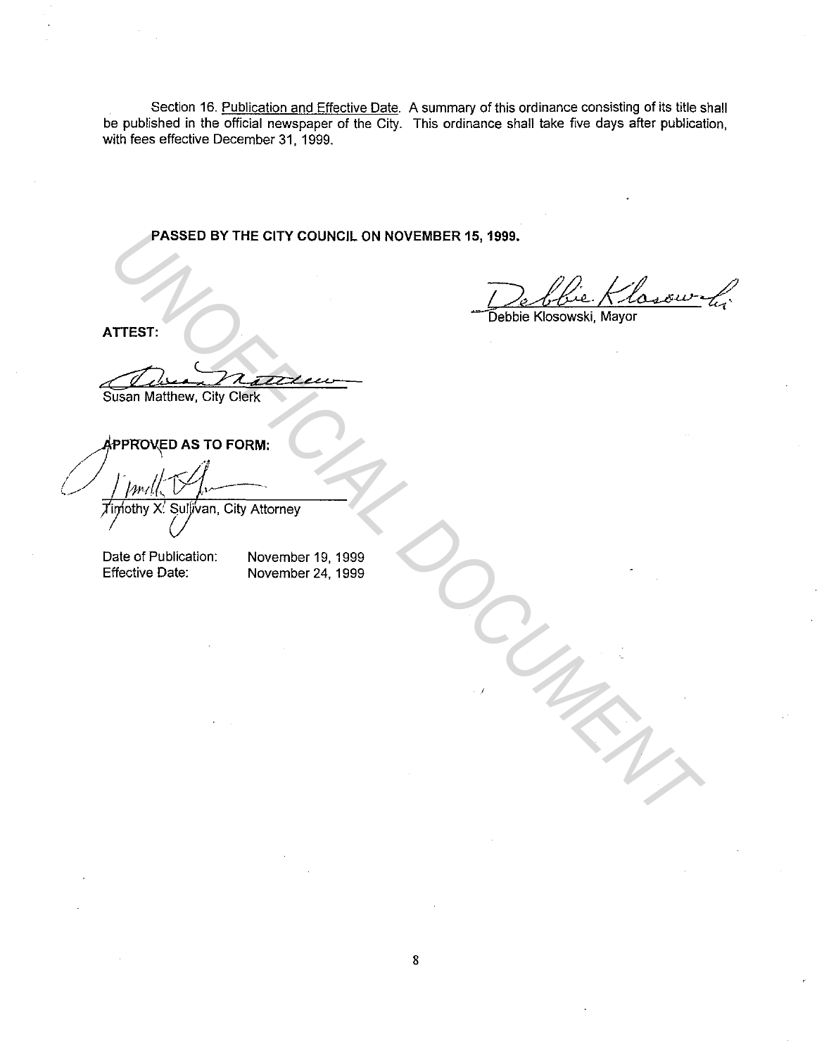Section 16. Publication and Effective Date. A summary of this ordinance consisting of its title shall be published in the official newspaper of the City. This ordinance shall take five days after publication, with fees effective December 31, 1999.

**PASSED BY THE CITY COUNCIL ON NOVEMBER 15, 1999.**

Debbie Klosowski, Mayor

**ATTEST:**

Susan Matthew, City Clerk

**APPROVED AS TO FORM:**

Timothy X. Sullivan, City Attorney

Date of Publication: November 19, 1999
Effective Date: November 24, 1999